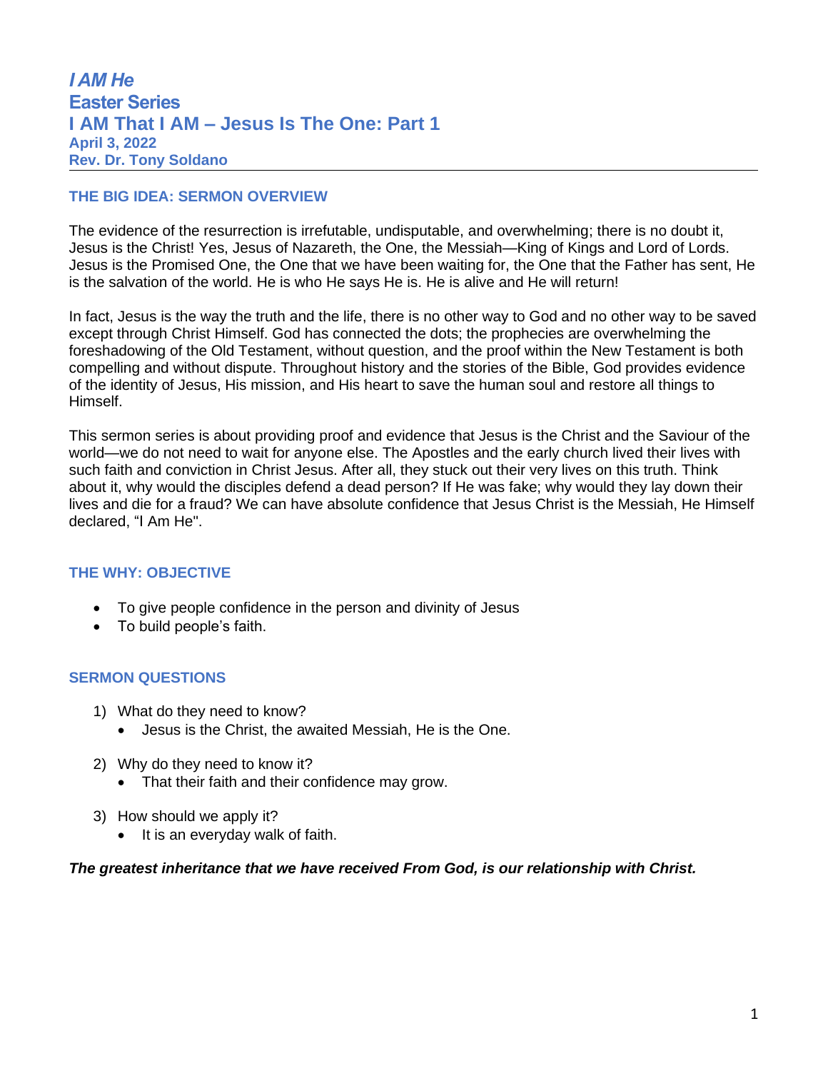# *I AM He*
## Easter Series
## I AM That I AM – Jesus Is The One: Part 1
**April 3, 2022**
**Rev. Dr. Tony Soldano**

---

### THE BIG IDEA: SERMON OVERVIEW

The evidence of the resurrection is irrefutable, undisputable, and overwhelming; there is no doubt it, Jesus is the Christ! Yes, Jesus of Nazareth, the One, the Messiah—King of Kings and Lord of Lords. Jesus is the Promised One, the One that we have been waiting for, the One that the Father has sent, He is the salvation of the world. He is who He says He is. He is alive and He will return!

In fact, Jesus is the way the truth and the life, there is no other way to God and no other way to be saved except through Christ Himself. God has connected the dots; the prophecies are overwhelming the foreshadowing of the Old Testament, without question, and the proof within the New Testament is both compelling and without dispute. Throughout history and the stories of the Bible, God provides evidence of the identity of Jesus, His mission, and His heart to save the human soul and restore all things to Himself.

This sermon series is about providing proof and evidence that Jesus is the Christ and the Saviour of the world—we do not need to wait for anyone else. The Apostles and the early church lived their lives with such faith and conviction in Christ Jesus. After all, they stuck out their very lives on this truth. Think about it, why would the disciples defend a dead person? If He was fake; why would they lay down their lives and die for a fraud? We can have absolute confidence that Jesus Christ is the Messiah, He Himself declared, "I Am He".

### THE WHY: OBJECTIVE

- To give people confidence in the person and divinity of Jesus
- To build people's faith.

### SERMON QUESTIONS

1) What do they need to know?
   - Jesus is the Christ, the awaited Messiah, He is the One.
2) Why do they need to know it?
   - That their faith and their confidence may grow.
3) How should we apply it?
   - It is an everyday walk of faith.

***The greatest inheritance that we have received From God, is our relationship with Christ.***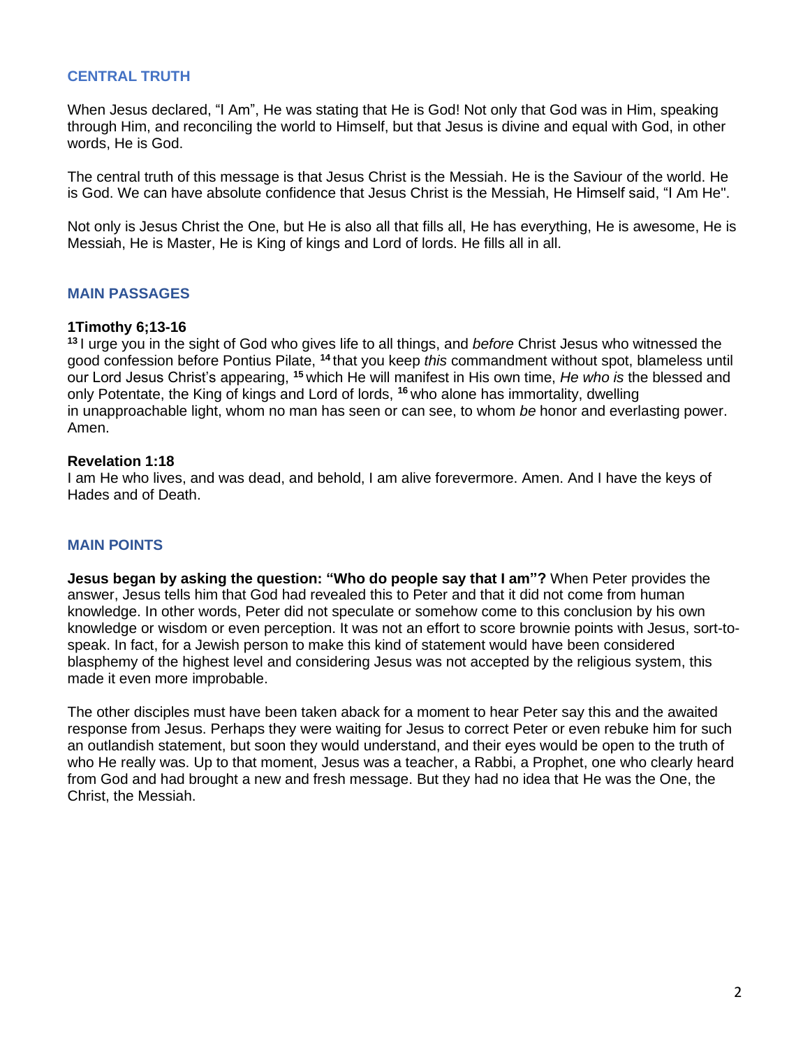## CENTRAL TRUTH

When Jesus declared, “I Am”, He was stating that He is God! Not only that God was in Him, speaking through Him, and reconciling the world to Himself, but that Jesus is divine and equal with God, in other words, He is God.

The central truth of this message is that Jesus Christ is the Messiah. He is the Saviour of the world. He is God. We can have absolute confidence that Jesus Christ is the Messiah, He Himself said, “I Am He".

Not only is Jesus Christ the One, but He is also all that fills all, He has everything, He is awesome, He is Messiah, He is Master, He is King of kings and Lord of lords. He fills all in all.

## MAIN PASSAGES

**1Timothy 6;13-16**

**13** I urge you in the sight of God who gives life to all things, and *before* Christ Jesus who witnessed the good confession before Pontius Pilate, **14** that you keep *this* commandment without spot, blameless until our Lord Jesus Christ’s appearing, **15** which He will manifest in His own time, *He who is* the blessed and only Potentate, the King of kings and Lord of lords, **16** who alone has immortality, dwelling in unapproachable light, whom no man has seen or can see, to whom *be* honor and everlasting power. Amen.

**Revelation 1:18**

I am He who lives, and was dead, and behold, I am alive forevermore. Amen. And I have the keys of Hades and of Death.

## MAIN POINTS

**Jesus began by asking the question: “Who do people say that I am”?** When Peter provides the answer, Jesus tells him that God had revealed this to Peter and that it did not come from human knowledge. In other words, Peter did not speculate or somehow come to this conclusion by his own knowledge or wisdom or even perception. It was not an effort to score brownie points with Jesus, sort-to-speak. In fact, for a Jewish person to make this kind of statement would have been considered blasphemy of the highest level and considering Jesus was not accepted by the religious system, this made it even more improbable.

The other disciples must have been taken aback for a moment to hear Peter say this and the awaited response from Jesus. Perhaps they were waiting for Jesus to correct Peter or even rebuke him for such an outlandish statement, but soon they would understand, and their eyes would be open to the truth of who He really was. Up to that moment, Jesus was a teacher, a Rabbi, a Prophet, one who clearly heard from God and had brought a new and fresh message. But they had no idea that He was the One, the Christ, the Messiah.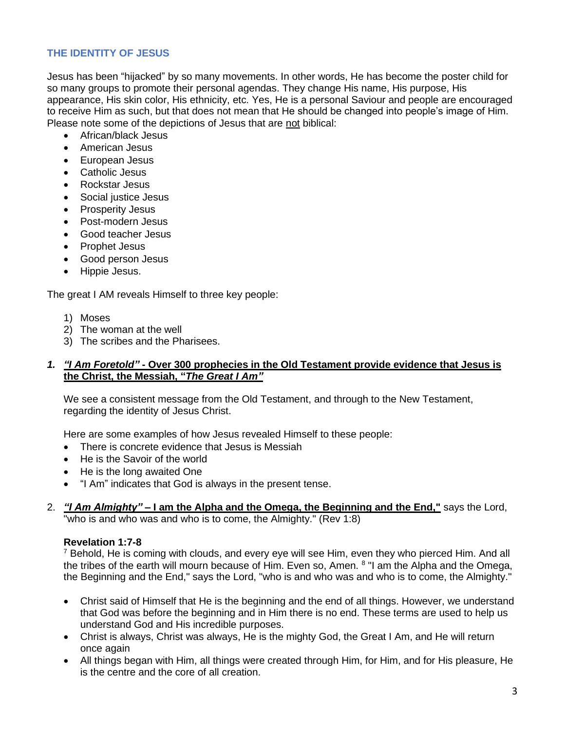## THE IDENTITY OF JESUS

Jesus has been "hijacked" by so many movements. In other words, He has become the poster child for so many groups to promote their personal agendas. They change His name, His purpose, His appearance, His skin color, His ethnicity, etc. Yes, He is a personal Saviour and people are encouraged to receive Him as such, but that does not mean that He should be changed into people's image of Him. Please note some of the depictions of Jesus that are <u>not</u> biblical:

- African/black Jesus
- American Jesus
- European Jesus
- Catholic Jesus
- Rockstar Jesus
- Social justice Jesus
- Prosperity Jesus
- Post-modern Jesus
- Good teacher Jesus
- Prophet Jesus
- Good person Jesus
- Hippie Jesus.

The great I AM reveals Himself to three key people:

1) Moses
2) The woman at the well
3) The scribes and the Pharisees.

### 1. <u>*"I Am Foretold"* - Over 300 prophecies in the Old Testament provide evidence that Jesus is the Christ, the Messiah, "*The Great I Am"*</u>

We see a consistent message from the Old Testament, and through to the New Testament, regarding the identity of Jesus Christ.

Here are some examples of how Jesus revealed Himself to these people:

- There is concrete evidence that Jesus is Messiah
- He is the Savoir of the world
- He is the long awaited One
- "I Am" indicates that God is always in the present tense.

2. <u>***"I Am Almighty"* – I am the Alpha and the Omega, the Beginning and the End,"**</u> says the Lord, "who is and who was and who is to come, the Almighty." (Rev 1:8)

**Revelation 1:7-8**
[7] Behold, He is coming with clouds, and every eye will see Him, even they who pierced Him. And all the tribes of the earth will mourn because of Him. Even so, Amen. [8] "I am the Alpha and the Omega, the Beginning and the End," says the Lord, "who is and who was and who is to come, the Almighty."

- Christ said of Himself that He is the beginning and the end of all things. However, we understand that God was before the beginning and in Him there is no end. These terms are used to help us understand God and His incredible purposes.
- Christ is always, Christ was always, He is the mighty God, the Great I Am, and He will return once again
- All things began with Him, all things were created through Him, for Him, and for His pleasure, He is the centre and the core of all creation.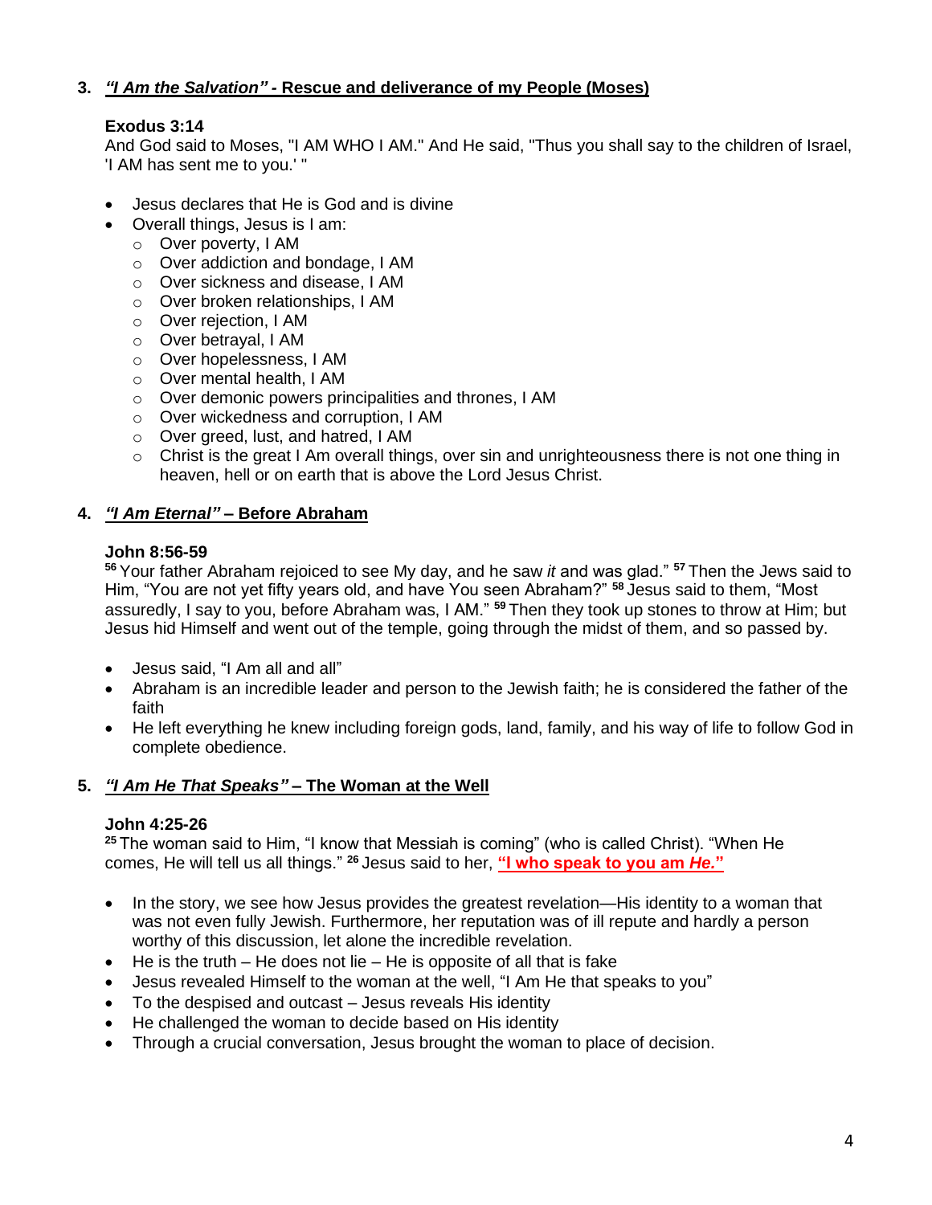### 3. ***"I Am the Salvation"* - Rescue and deliverance of my People (Moses)**

**Exodus 3:14**
And God said to Moses, "I AM WHO I AM." And He said, "Thus you shall say to the children of Israel, 'I AM has sent me to you.' "

- Jesus declares that He is God and is divine
- Overall things, Jesus is I am:
  - Over poverty, I AM
  - Over addiction and bondage, I AM
  - Over sickness and disease, I AM
  - Over broken relationships, I AM
  - Over rejection, I AM
  - Over betrayal, I AM
  - Over hopelessness, I AM
  - Over mental health, I AM
  - Over demonic powers principalities and thrones, I AM
  - Over wickedness and corruption, I AM
  - Over greed, lust, and hatred, I AM
  - Christ is the great I Am overall things, over sin and unrighteousness there is not one thing in heaven, hell or on earth that is above the Lord Jesus Christ.

### 4. ***"I Am Eternal"* – Before Abraham**

**John 8:56-59**
[56] Your father Abraham rejoiced to see My day, and he saw *it* and was glad." [57] Then the Jews said to Him, "You are not yet fifty years old, and have You seen Abraham?" [58] Jesus said to them, "Most assuredly, I say to you, before Abraham was, I AM." [59] Then they took up stones to throw at Him; but Jesus hid Himself and went out of the temple, going through the midst of them, and so passed by.

- Jesus said, "I Am all and all"
- Abraham is an incredible leader and person to the Jewish faith; he is considered the father of the faith
- He left everything he knew including foreign gods, land, family, and his way of life to follow God in complete obedience.

### 5. ***"I Am He That Speaks"* – The Woman at the Well**

**John 4:25-26**
[25] The woman said to Him, "I know that Messiah is coming" (who is called Christ). "When He comes, He will tell us all things." [26] Jesus said to her, **"I who speak to you am *He*."**

- In the story, we see how Jesus provides the greatest revelation—His identity to a woman that was not even fully Jewish. Furthermore, her reputation was of ill repute and hardly a person worthy of this discussion, let alone the incredible revelation.
- He is the truth – He does not lie – He is opposite of all that is fake
- Jesus revealed Himself to the woman at the well, "I Am He that speaks to you"
- To the despised and outcast – Jesus reveals His identity
- He challenged the woman to decide based on His identity
- Through a crucial conversation, Jesus brought the woman to place of decision.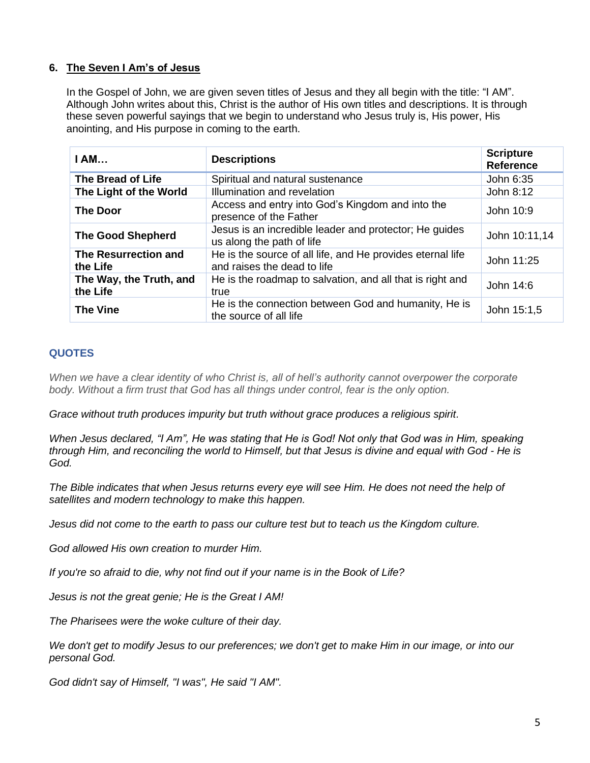## 6. <u>The Seven I Am's of Jesus</u>

In the Gospel of John, we are given seven titles of Jesus and they all begin with the title: "I AM". Although John writes about this, Christ is the author of His own titles and descriptions. It is through these seven powerful sayings that we begin to understand who Jesus truly is, His power, His anointing, and His purpose in coming to the earth.

| I AM… | Descriptions | Scripture Reference |
|---|---|---|
| **The Bread of Life** | Spiritual and natural sustenance | John 6:35 |
| **The Light of the World** | Illumination and revelation | John 8:12 |
| **The Door** | Access and entry into God's Kingdom and into the presence of the Father | John 10:9 |
| **The Good Shepherd** | Jesus is an incredible leader and protector; He guides us along the path of life | John 10:11,14 |
| **The Resurrection and the Life** | He is the source of all life, and He provides eternal life and raises the dead to life | John 11:25 |
| **The Way, the Truth, and the Life** | He is the roadmap to salvation, and all that is right and true | John 14:6 |
| **The Vine** | He is the connection between God and humanity, He is the source of all life | John 15:1,5 |

### QUOTES

*When we have a clear identity of who Christ is, all of hell's authority cannot overpower the corporate body. Without a firm trust that God has all things under control, fear is the only option.*

*Grace without truth produces impurity but truth without grace produces a religious spirit.*

*When Jesus declared, "I Am", He was stating that He is God! Not only that God was in Him, speaking through Him, and reconciling the world to Himself, but that Jesus is divine and equal with God - He is God.*

*The Bible indicates that when Jesus returns every eye will see Him. He does not need the help of satellites and modern technology to make this happen.*

*Jesus did not come to the earth to pass our culture test but to teach us the Kingdom culture.*

*God allowed His own creation to murder Him.*

*If you're so afraid to die, why not find out if your name is in the Book of Life?*

*Jesus is not the great genie; He is the Great I AM!*

*The Pharisees were the woke culture of their day.*

*We don't get to modify Jesus to our preferences; we don't get to make Him in our image, or into our personal God.*

*God didn't say of Himself, "I was", He said "I AM".*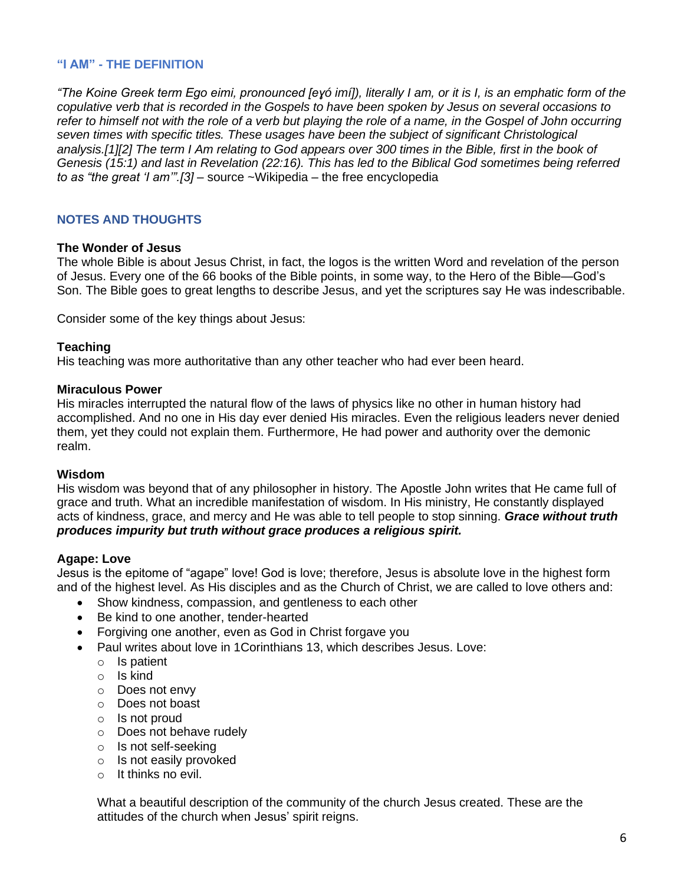## "I AM" - THE DEFINITION

*"The Koine Greek term Ego eimi, pronounced [eɣó imí]), literally I am, or it is I, is an emphatic form of the copulative verb that is recorded in the Gospels to have been spoken by Jesus on several occasions to refer to himself not with the role of a verb but playing the role of a name, in the Gospel of John occurring seven times with specific titles. These usages have been the subject of significant Christological analysis.[1][2] The term I Am relating to God appears over 300 times in the Bible, first in the book of Genesis (15:1) and last in Revelation (22:16). This has led to the Biblical God sometimes being referred to as "the great 'I am'".[3]* – source ~Wikipedia – the free encyclopedia

## NOTES AND THOUGHTS

### The Wonder of Jesus

The whole Bible is about Jesus Christ, in fact, the logos is the written Word and revelation of the person of Jesus. Every one of the 66 books of the Bible points, in some way, to the Hero of the Bible—God's Son. The Bible goes to great lengths to describe Jesus, and yet the scriptures say He was indescribable.

Consider some of the key things about Jesus:

### Teaching

His teaching was more authoritative than any other teacher who had ever been heard.

### Miraculous Power

His miracles interrupted the natural flow of the laws of physics like no other in human history had accomplished. And no one in His day ever denied His miracles. Even the religious leaders never denied them, yet they could not explain them. Furthermore, He had power and authority over the demonic realm.

### Wisdom

His wisdom was beyond that of any philosopher in history. The Apostle John writes that He came full of grace and truth. What an incredible manifestation of wisdom. In His ministry, He constantly displayed acts of kindness, grace, and mercy and He was able to tell people to stop sinning. ***Grace without truth produces impurity but truth without grace produces a religious spirit.***

### Agape: Love

Jesus is the epitome of "agape" love! God is love; therefore, Jesus is absolute love in the highest form and of the highest level. As His disciples and as the Church of Christ, we are called to love others and:

- Show kindness, compassion, and gentleness to each other
- Be kind to one another, tender-hearted
- Forgiving one another, even as God in Christ forgave you
- Paul writes about love in 1Corinthians 13, which describes Jesus. Love:
  - Is patient
  - Is kind
  - Does not envy
  - Does not boast
  - Is not proud
  - Does not behave rudely
  - Is not self-seeking
  - Is not easily provoked
  - It thinks no evil.

  What a beautiful description of the community of the church Jesus created. These are the attitudes of the church when Jesus' spirit reigns.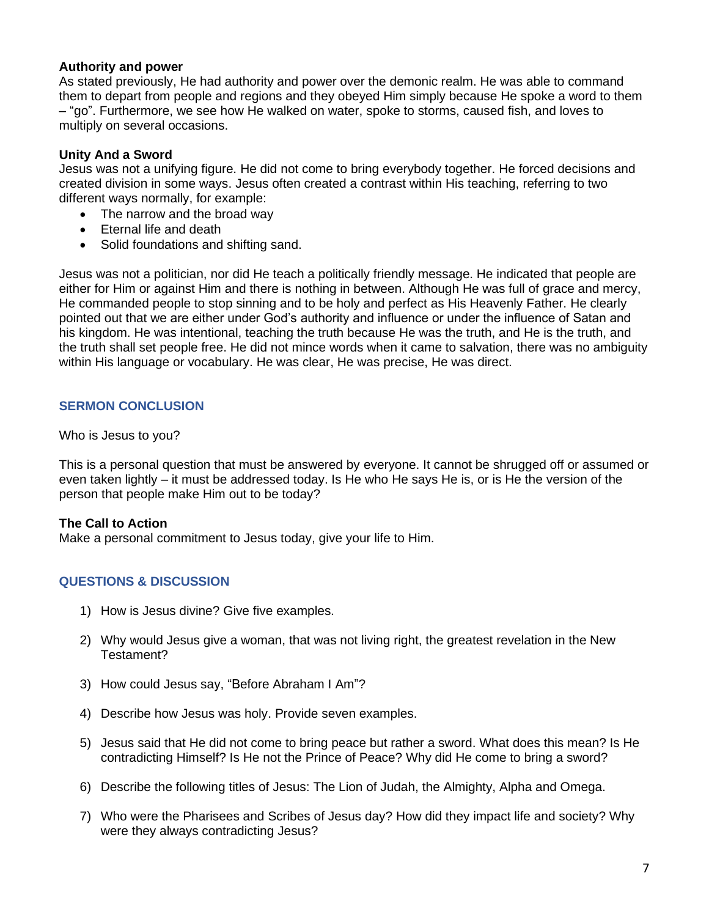**Authority and power**
As stated previously, He had authority and power over the demonic realm. He was able to command them to depart from people and regions and they obeyed Him simply because He spoke a word to them – "go". Furthermore, we see how He walked on water, spoke to storms, caused fish, and loves to multiply on several occasions.

**Unity And a Sword**
Jesus was not a unifying figure. He did not come to bring everybody together. He forced decisions and created division in some ways. Jesus often created a contrast within His teaching, referring to two different ways normally, for example:

- The narrow and the broad way
- Eternal life and death
- Solid foundations and shifting sand.

Jesus was not a politician, nor did He teach a politically friendly message. He indicated that people are either for Him or against Him and there is nothing in between. Although He was full of grace and mercy, He commanded people to stop sinning and to be holy and perfect as His Heavenly Father. He clearly pointed out that we are either under God's authority and influence or under the influence of Satan and his kingdom. He was intentional, teaching the truth because He was the truth, and He is the truth, and the truth shall set people free. He did not mince words when it came to salvation, there was no ambiguity within His language or vocabulary. He was clear, He was precise, He was direct.

## SERMON CONCLUSION

Who is Jesus to you?

This is a personal question that must be answered by everyone. It cannot be shrugged off or assumed or even taken lightly – it must be addressed today. Is He who He says He is, or is He the version of the person that people make Him out to be today?

**The Call to Action**
Make a personal commitment to Jesus today, give your life to Him.

## QUESTIONS & DISCUSSION

1) How is Jesus divine? Give five examples.
2) Why would Jesus give a woman, that was not living right, the greatest revelation in the New Testament?
3) How could Jesus say, "Before Abraham I Am"?
4) Describe how Jesus was holy. Provide seven examples.
5) Jesus said that He did not come to bring peace but rather a sword. What does this mean? Is He contradicting Himself? Is He not the Prince of Peace? Why did He come to bring a sword?
6) Describe the following titles of Jesus: The Lion of Judah, the Almighty, Alpha and Omega.
7) Who were the Pharisees and Scribes of Jesus day? How did they impact life and society? Why were they always contradicting Jesus?